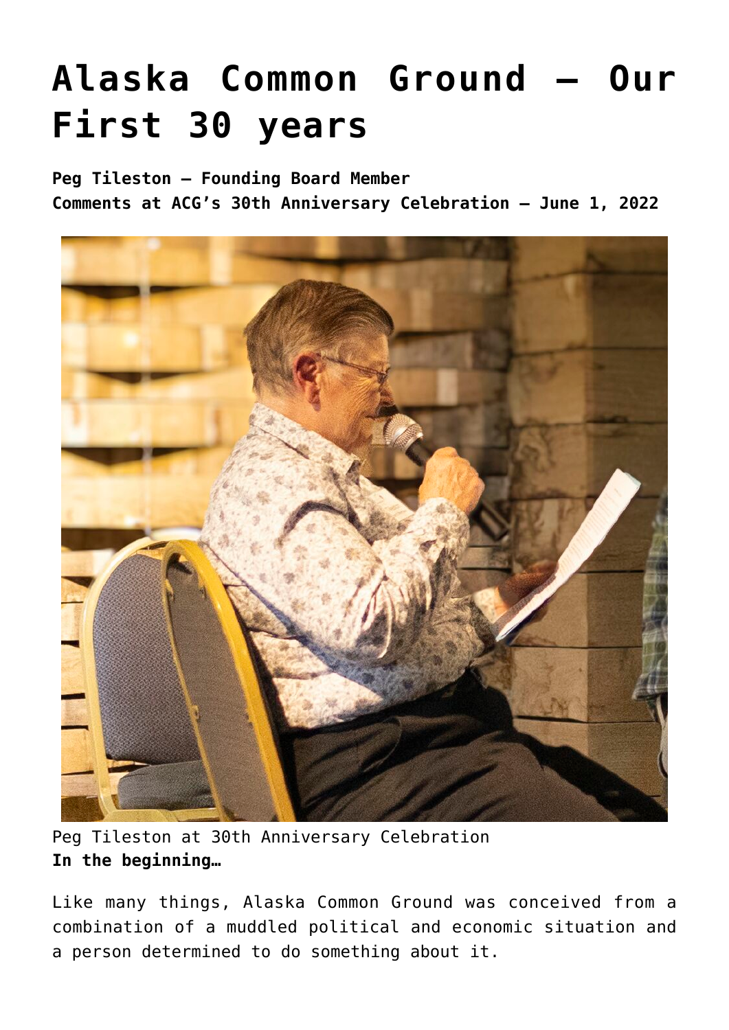# Alaska Common Ground – Our First 30 years

**Peg Tileston – Founding Board Member**
**Comments at ACG's 30th Anniversary Celebration – June 1, 2022**

Peg Tileston at 30th Anniversary Celebration

**In the beginning…**

Like many things, Alaska Common Ground was conceived from a combination of a muddled political and economic situation and a person determined to do something about it.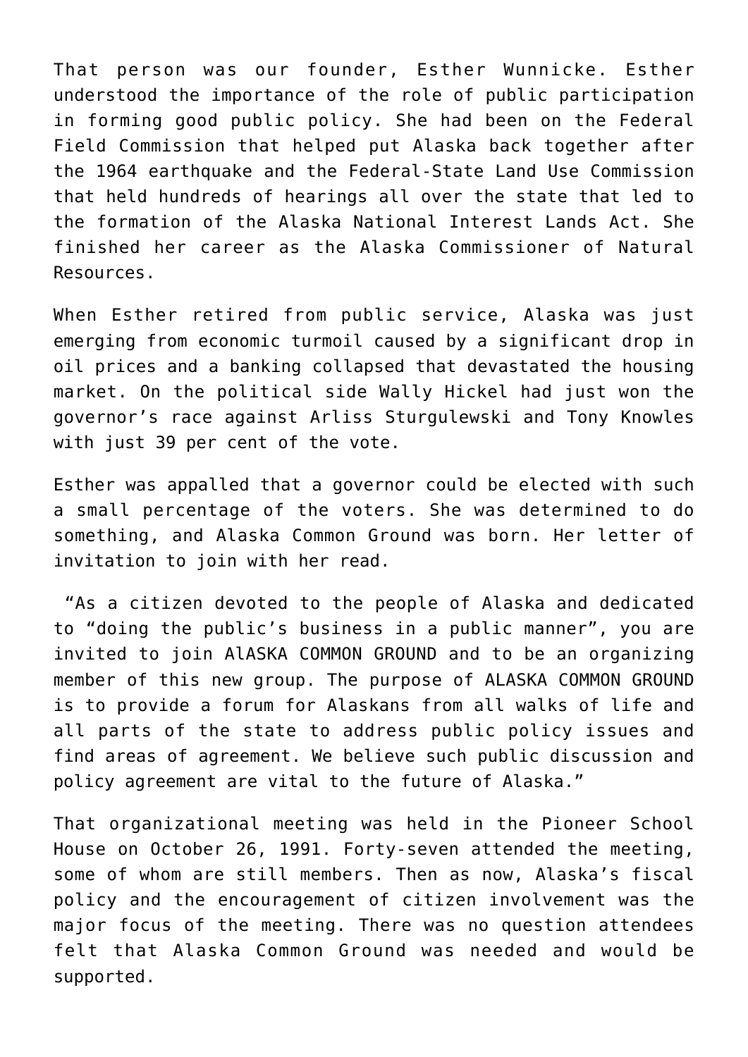That person was our founder, Esther Wunnicke. Esther understood the importance of the role of public participation in forming good public policy. She had been on the Federal Field Commission that helped put Alaska back together after the 1964 earthquake and the Federal-State Land Use Commission that held hundreds of hearings all over the state that led to the formation of the Alaska National Interest Lands Act. She finished her career as the Alaska Commissioner of Natural Resources.

When Esther retired from public service, Alaska was just emerging from economic turmoil caused by a significant drop in oil prices and a banking collapsed that devastated the housing market. On the political side Wally Hickel had just won the governor's race against Arliss Sturgulewski and Tony Knowles with just 39 per cent of the vote.

Esther was appalled that a governor could be elected with such a small percentage of the voters. She was determined to do something, and Alaska Common Ground was born. Her letter of invitation to join with her read.

"As a citizen devoted to the people of Alaska and dedicated to "doing the public's business in a public manner", you are invited to join AlASKA COMMON GROUND and to be an organizing member of this new group. The purpose of ALASKA COMMON GROUND is to provide a forum for Alaskans from all walks of life and all parts of the state to address public policy issues and find areas of agreement. We believe such public discussion and policy agreement are vital to the future of Alaska."

That organizational meeting was held in the Pioneer School House on October 26, 1991. Forty-seven attended the meeting, some of whom are still members. Then as now, Alaska's fiscal policy and the encouragement of citizen involvement was the major focus of the meeting. There was no question attendees felt that Alaska Common Ground was needed and would be supported.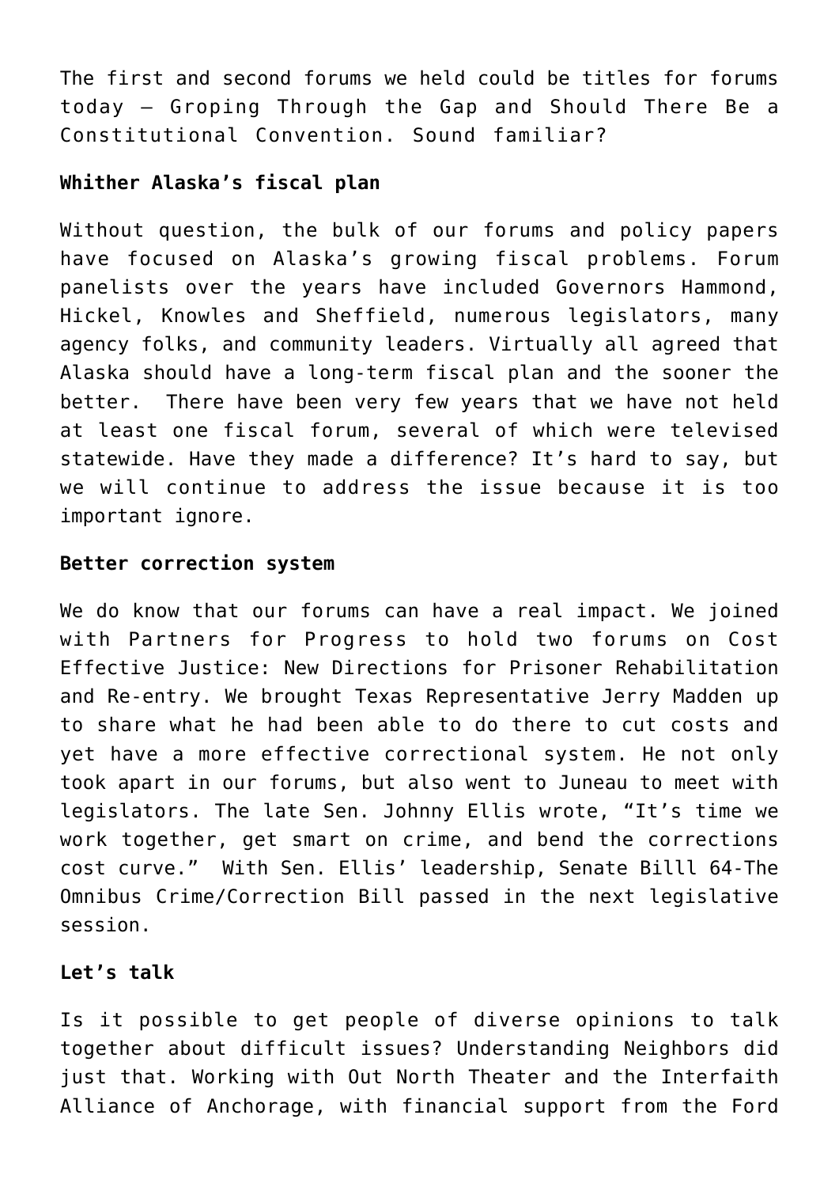The first and second forums we held could be titles for forums today – Groping Through the Gap and Should There Be a Constitutional Convention. Sound familiar?

**Whither Alaska's fiscal plan**

Without question, the bulk of our forums and policy papers have focused on Alaska's growing fiscal problems. Forum panelists over the years have included Governors Hammond, Hickel, Knowles and Sheffield, numerous legislators, many agency folks, and community leaders. Virtually all agreed that Alaska should have a long-term fiscal plan and the sooner the better. There have been very few years that we have not held at least one fiscal forum, several of which were televised statewide. Have they made a difference? It's hard to say, but we will continue to address the issue because it is too important ignore.

**Better correction system**

We do know that our forums can have a real impact. We joined with Partners for Progress to hold two forums on Cost Effective Justice: New Directions for Prisoner Rehabilitation and Re-entry. We brought Texas Representative Jerry Madden up to share what he had been able to do there to cut costs and yet have a more effective correctional system. He not only took apart in our forums, but also went to Juneau to meet with legislators. The late Sen. Johnny Ellis wrote, "It's time we work together, get smart on crime, and bend the corrections cost curve." With Sen. Ellis' leadership, Senate Billl 64-The Omnibus Crime/Correction Bill passed in the next legislative session.

**Let's talk**

Is it possible to get people of diverse opinions to talk together about difficult issues? Understanding Neighbors did just that. Working with Out North Theater and the Interfaith Alliance of Anchorage, with financial support from the Ford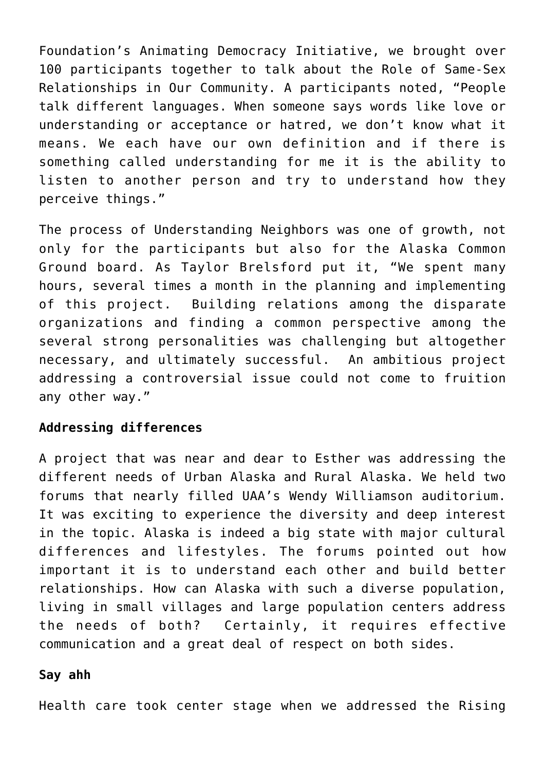Foundation's Animating Democracy Initiative, we brought over 100 participants together to talk about the Role of Same-Sex Relationships in Our Community. A participants noted, "People talk different languages. When someone says words like love or understanding or acceptance or hatred, we don't know what it means. We each have our own definition and if there is something called understanding for me it is the ability to listen to another person and try to understand how they perceive things."

The process of Understanding Neighbors was one of growth, not only for the participants but also for the Alaska Common Ground board. As Taylor Brelsford put it, "We spent many hours, several times a month in the planning and implementing of this project. Building relations among the disparate organizations and finding a common perspective among the several strong personalities was challenging but altogether necessary, and ultimately successful. An ambitious project addressing a controversial issue could not come to fruition any other way."

**Addressing differences**

A project that was near and dear to Esther was addressing the different needs of Urban Alaska and Rural Alaska. We held two forums that nearly filled UAA's Wendy Williamson auditorium. It was exciting to experience the diversity and deep interest in the topic. Alaska is indeed a big state with major cultural differences and lifestyles. The forums pointed out how important it is to understand each other and build better relationships. How can Alaska with such a diverse population, living in small villages and large population centers address the needs of both? Certainly, it requires effective communication and a great deal of respect on both sides.

**Say ahh**

Health care took center stage when we addressed the Rising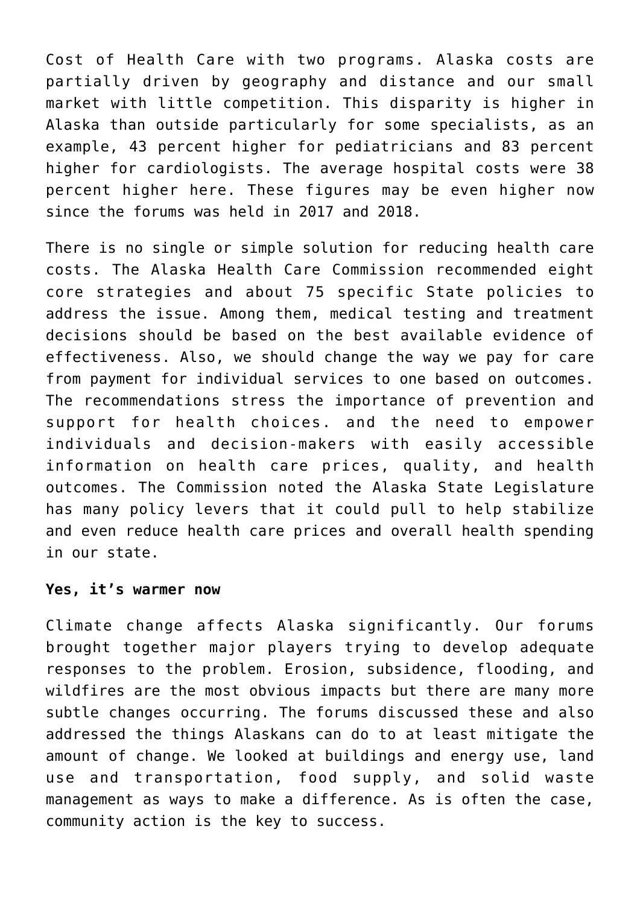Cost of Health Care with two programs. Alaska costs are partially driven by geography and distance and our small market with little competition. This disparity is higher in Alaska than outside particularly for some specialists, as an example, 43 percent higher for pediatricians and 83 percent higher for cardiologists. The average hospital costs were 38 percent higher here. These figures may be even higher now since the forums was held in 2017 and 2018.

There is no single or simple solution for reducing health care costs. The Alaska Health Care Commission recommended eight core strategies and about 75 specific State policies to address the issue. Among them, medical testing and treatment decisions should be based on the best available evidence of effectiveness. Also, we should change the way we pay for care from payment for individual services to one based on outcomes. The recommendations stress the importance of prevention and support for health choices. and the need to empower individuals and decision-makers with easily accessible information on health care prices, quality, and health outcomes. The Commission noted the Alaska State Legislature has many policy levers that it could pull to help stabilize and even reduce health care prices and overall health spending in our state.

**Yes, it's warmer now**

Climate change affects Alaska significantly. Our forums brought together major players trying to develop adequate responses to the problem. Erosion, subsidence, flooding, and wildfires are the most obvious impacts but there are many more subtle changes occurring. The forums discussed these and also addressed the things Alaskans can do to at least mitigate the amount of change. We looked at buildings and energy use, land use and transportation, food supply, and solid waste management as ways to make a difference. As is often the case, community action is the key to success.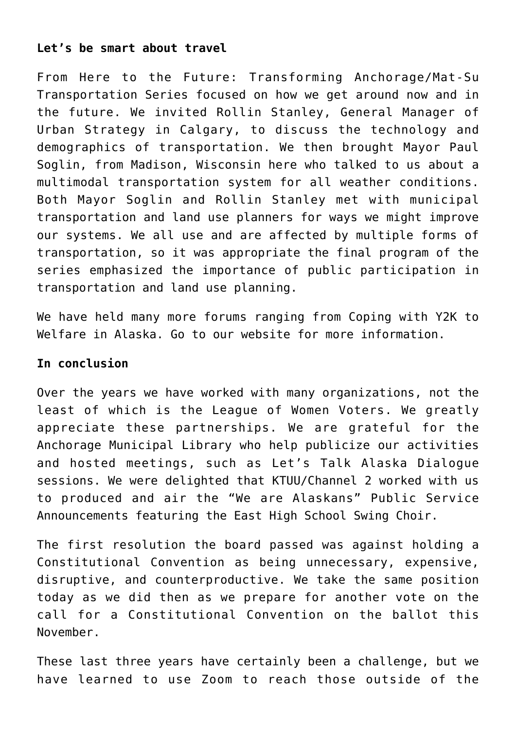**Let's be smart about travel**

From Here to the Future: Transforming Anchorage/Mat-Su Transportation Series focused on how we get around now and in the future. We invited Rollin Stanley, General Manager of Urban Strategy in Calgary, to discuss the technology and demographics of transportation. We then brought Mayor Paul Soglin, from Madison, Wisconsin here who talked to us about a multimodal transportation system for all weather conditions. Both Mayor Soglin and Rollin Stanley met with municipal transportation and land use planners for ways we might improve our systems. We all use and are affected by multiple forms of transportation, so it was appropriate the final program of the series emphasized the importance of public participation in transportation and land use planning.

We have held many more forums ranging from Coping with Y2K to Welfare in Alaska. Go to our website for more information.

**In conclusion**

Over the years we have worked with many organizations, not the least of which is the League of Women Voters. We greatly appreciate these partnerships. We are grateful for the Anchorage Municipal Library who help publicize our activities and hosted meetings, such as Let's Talk Alaska Dialogue sessions. We were delighted that KTUU/Channel 2 worked with us to produced and air the "We are Alaskans" Public Service Announcements featuring the East High School Swing Choir.

The first resolution the board passed was against holding a Constitutional Convention as being unnecessary, expensive, disruptive, and counterproductive. We take the same position today as we did then as we prepare for another vote on the call for a Constitutional Convention on the ballot this November.

These last three years have certainly been a challenge, but we have learned to use Zoom to reach those outside of the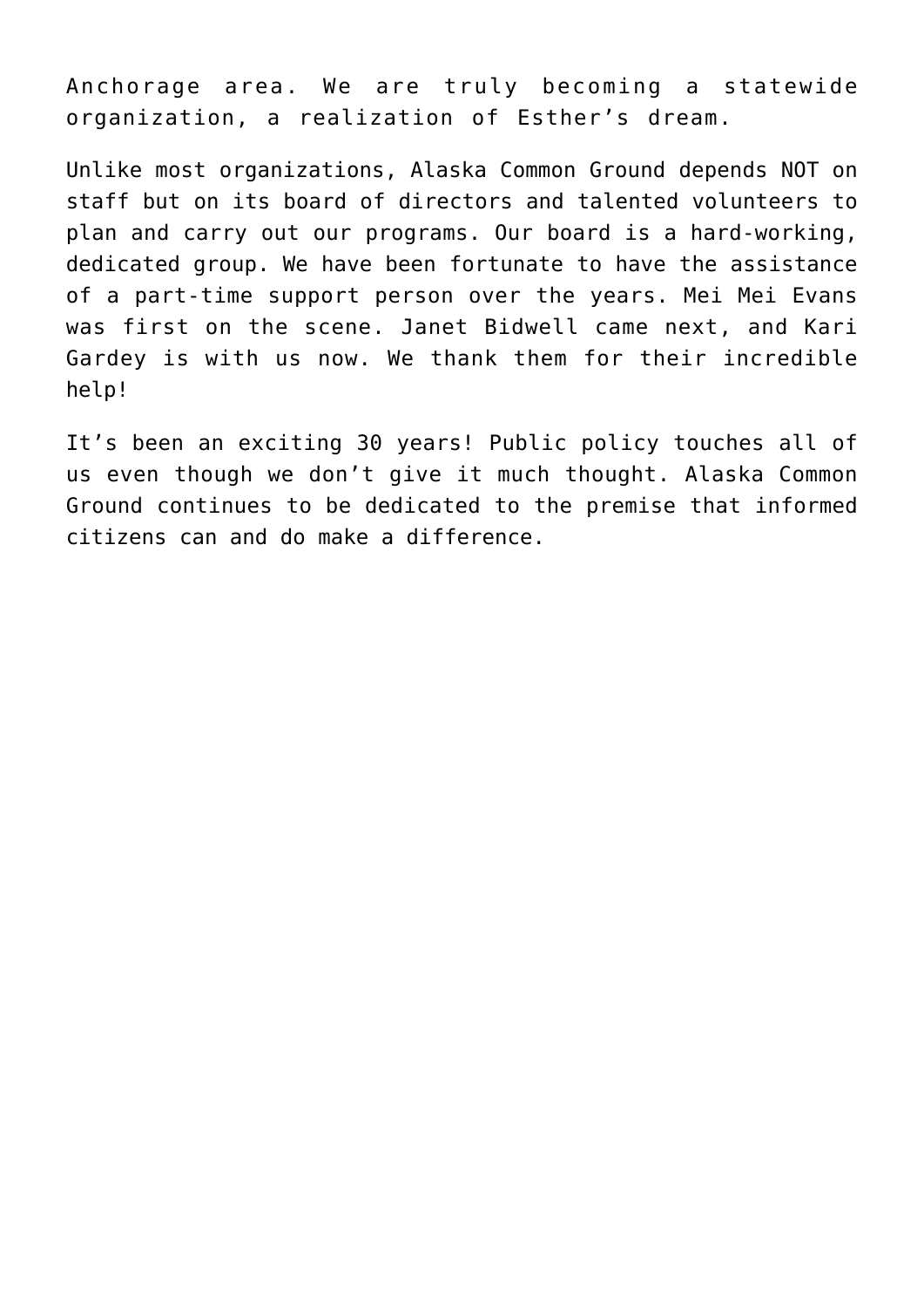Anchorage area. We are truly becoming a statewide organization, a realization of Esther's dream.

Unlike most organizations, Alaska Common Ground depends NOT on staff but on its board of directors and talented volunteers to plan and carry out our programs. Our board is a hard-working, dedicated group. We have been fortunate to have the assistance of a part-time support person over the years. Mei Mei Evans was first on the scene. Janet Bidwell came next, and Kari Gardey is with us now. We thank them for their incredible help!

It's been an exciting 30 years! Public policy touches all of us even though we don't give it much thought. Alaska Common Ground continues to be dedicated to the premise that informed citizens can and do make a difference.